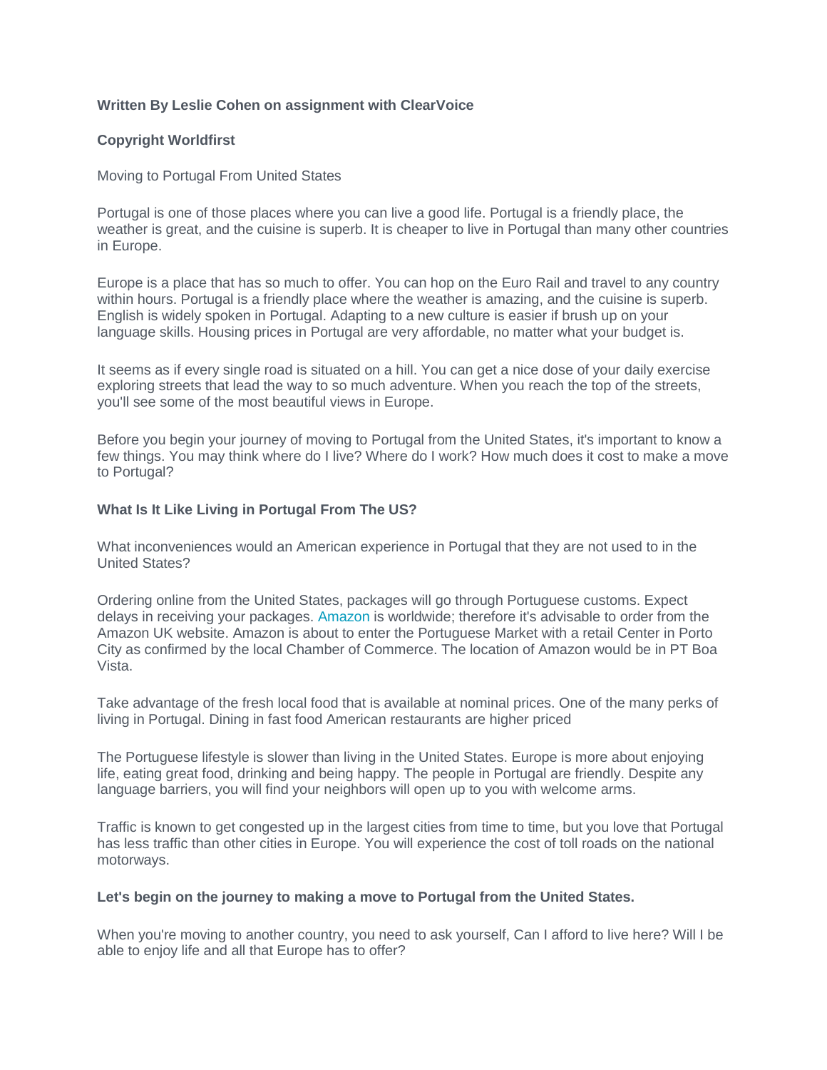**Written By Leslie Cohen on assignment with ClearVoice**

**Copyright Worldfirst**

Moving to Portugal From United States

Portugal is one of those places where you can live a good life. Portugal is a friendly place, the weather is great, and the cuisine is superb. It is cheaper to live in Portugal than many other countries in Europe.

Europe is a place that has so much to offer. You can hop on the Euro Rail and travel to any country within hours. Portugal is a friendly place where the weather is amazing, and the cuisine is superb. English is widely spoken in Portugal. Adapting to a new culture is easier if brush up on your language skills. Housing prices in Portugal are very affordable, no matter what your budget is.

It seems as if every single road is situated on a hill. You can get a nice dose of your daily exercise exploring streets that lead the way to so much adventure. When you reach the top of the streets, you'll see some of the most beautiful views in Europe.

Before you begin your journey of moving to Portugal from the United States, it's important to know a few things. You may think where do I live? Where do I work? How much does it cost to make a move to Portugal?

**What Is It Like Living in Portugal From The US?**

What inconveniences would an American experience in Portugal that they are not used to in the United States?

Ordering online from the United States, packages will go through Portuguese customs. Expect delays in receiving your packages. Amazon is worldwide; therefore it's advisable to order from the Amazon UK website. Amazon is about to enter the Portuguese Market with a retail Center in Porto City as confirmed by the local Chamber of Commerce. The location of Amazon would be in PT Boa Vista.

Take advantage of the fresh local food that is available at nominal prices. One of the many perks of living in Portugal. Dining in fast food American restaurants are higher priced

The Portuguese lifestyle is slower than living in the United States. Europe is more about enjoying life, eating great food, drinking and being happy. The people in Portugal are friendly. Despite any language barriers, you will find your neighbors will open up to you with welcome arms.

Traffic is known to get congested up in the largest cities from time to time, but you love that Portugal has less traffic than other cities in Europe. You will experience the cost of toll roads on the national motorways.

**Let's begin on the journey to making a move to Portugal from the United States.**

When you're moving to another country, you need to ask yourself, Can I afford to live here? Will I be able to enjoy life and all that Europe has to offer?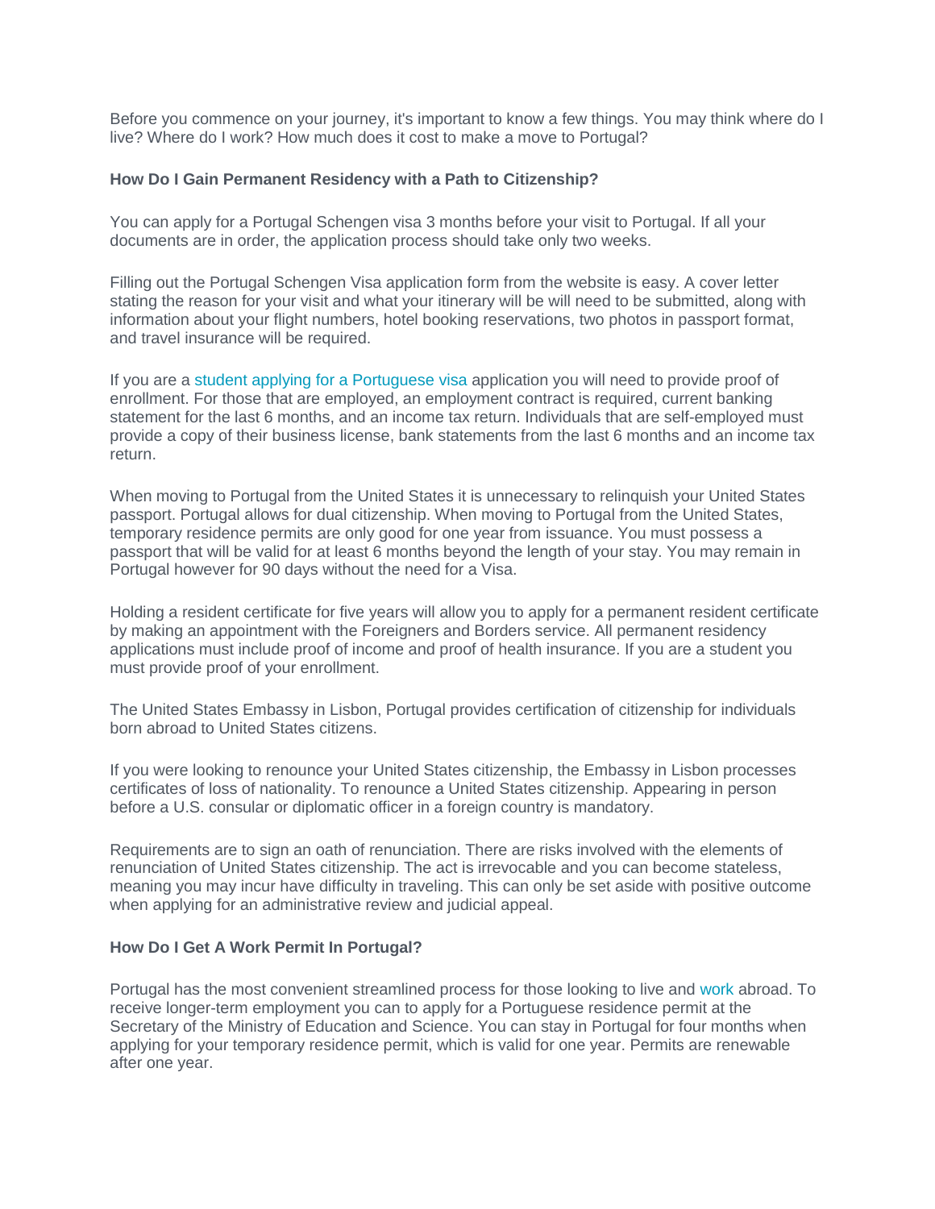Before you commence on your journey, it's important to know a few things. You may think where do I live? Where do I work? How much does it cost to make a move to Portugal?

**How Do I Gain Permanent Residency with a Path to Citizenship?**

You can apply for a Portugal Schengen visa 3 months before your visit to Portugal. If all your documents are in order, the application process should take only two weeks.

Filling out the Portugal Schengen Visa application form from the website is easy. A cover letter stating the reason for your visit and what your itinerary will be will need to be submitted, along with information about your flight numbers, hotel booking reservations, two photos in passport format, and travel insurance will be required.

If you are a student applying for a Portuguese visa application you will need to provide proof of enrollment. For those that are employed, an employment contract is required, current banking statement for the last 6 months, and an income tax return. Individuals that are self-employed must provide a copy of their business license, bank statements from the last 6 months and an income tax return.

When moving to Portugal from the United States it is unnecessary to relinquish your United States passport. Portugal allows for dual citizenship. When moving to Portugal from the United States, temporary residence permits are only good for one year from issuance. You must possess a passport that will be valid for at least 6 months beyond the length of your stay. You may remain in Portugal however for 90 days without the need for a Visa.

Holding a resident certificate for five years will allow you to apply for a permanent resident certificate by making an appointment with the Foreigners and Borders service. All permanent residency applications must include proof of income and proof of health insurance. If you are a student you must provide proof of your enrollment.

The United States Embassy in Lisbon, Portugal provides certification of citizenship for individuals born abroad to United States citizens.

If you were looking to renounce your United States citizenship, the Embassy in Lisbon processes certificates of loss of nationality. To renounce a United States citizenship. Appearing in person before a U.S. consular or diplomatic officer in a foreign country is mandatory.

Requirements are to sign an oath of renunciation. There are risks involved with the elements of renunciation of United States citizenship. The act is irrevocable and you can become stateless, meaning you may incur have difficulty in traveling. This can only be set aside with positive outcome when applying for an administrative review and judicial appeal.

**How Do I Get A Work Permit In Portugal?**

Portugal has the most convenient streamlined process for those looking to live and work abroad. To receive longer-term employment you can to apply for a Portuguese residence permit at the Secretary of the Ministry of Education and Science. You can stay in Portugal for four months when applying for your temporary residence permit, which is valid for one year. Permits are renewable after one year.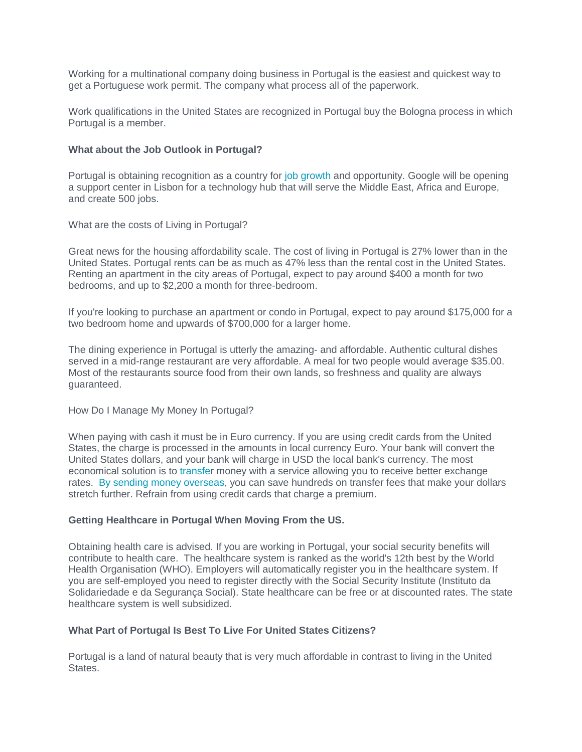Working for a multinational company doing business in Portugal is the easiest and quickest way to get a Portuguese work permit. The company what process all of the paperwork.

Work qualifications in the United States are recognized in Portugal buy the Bologna process in which Portugal is a member.

**What about the Job Outlook in Portugal?**

Portugal is obtaining recognition as a country for job growth and opportunity. Google will be opening a support center in Lisbon for a technology hub that will serve the Middle East, Africa and Europe, and create 500 jobs.

What are the costs of Living in Portugal?

Great news for the housing affordability scale. The cost of living in Portugal is 27% lower than in the United States. Portugal rents can be as much as 47% less than the rental cost in the United States. Renting an apartment in the city areas of Portugal, expect to pay around $400 a month for two bedrooms, and up to $2,200 a month for three-bedroom.

If you're looking to purchase an apartment or condo in Portugal, expect to pay around $175,000 for a two bedroom home and upwards of $700,000 for a larger home.

The dining experience in Portugal is utterly the amazing- and affordable. Authentic cultural dishes served in a mid-range restaurant are very affordable. A meal for two people would average $35.00. Most of the restaurants source food from their own lands, so freshness and quality are always guaranteed.

How Do I Manage My Money In Portugal?

When paying with cash it must be in Euro currency. If you are using credit cards from the United States, the charge is processed in the amounts in local currency Euro. Your bank will convert the United States dollars, and your bank will charge in USD the local bank's currency. The most economical solution is to transfer money with a service allowing you to receive better exchange rates. By sending money overseas, you can save hundreds on transfer fees that make your dollars stretch further. Refrain from using credit cards that charge a premium.

**Getting Healthcare in Portugal When Moving From the US.**

Obtaining health care is advised. If you are working in Portugal, your social security benefits will contribute to health care. The healthcare system is ranked as the world's 12th best by the World Health Organisation (WHO). Employers will automatically register you in the healthcare system. If you are self-employed you need to register directly with the Social Security Institute (Instituto da Solidariedade e da Segurança Social). State healthcare can be free or at discounted rates. The state healthcare system is well subsidized.

**What Part of Portugal Is Best To Live For United States Citizens?**

Portugal is a land of natural beauty that is very much affordable in contrast to living in the United States.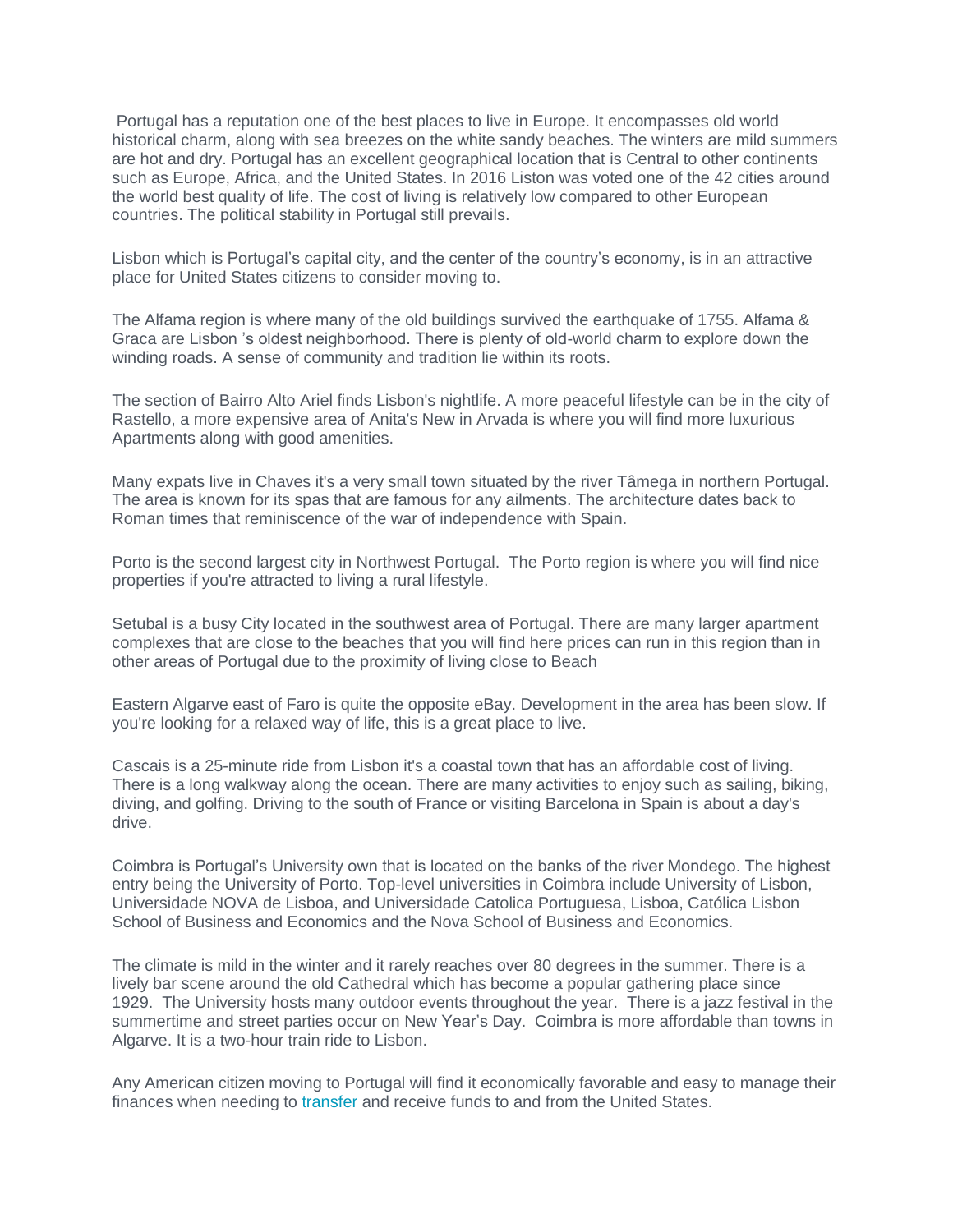Portugal has a reputation one of the best places to live in Europe. It encompasses old world historical charm, along with sea breezes on the white sandy beaches. The winters are mild summers are hot and dry. Portugal has an excellent geographical location that is Central to other continents such as Europe, Africa, and the United States. In 2016 Liston was voted one of the 42 cities around the world best quality of life. The cost of living is relatively low compared to other European countries. The political stability in Portugal still prevails.

Lisbon which is Portugal's capital city, and the center of the country's economy, is in an attractive place for United States citizens to consider moving to.

The Alfama region is where many of the old buildings survived the earthquake of 1755. Alfama & Graca are Lisbon 's oldest neighborhood. There is plenty of old-world charm to explore down the winding roads. A sense of community and tradition lie within its roots.

The section of Bairro Alto Ariel finds Lisbon's nightlife. A more peaceful lifestyle can be in the city of Rastello, a more expensive area of Anita's New in Arvada is where you will find more luxurious Apartments along with good amenities.

Many expats live in Chaves it's a very small town situated by the river Tâmega in northern Portugal. The area is known for its spas that are famous for any ailments. The architecture dates back to Roman times that reminiscence of the war of independence with Spain.

Porto is the second largest city in Northwest Portugal. The Porto region is where you will find nice properties if you're attracted to living a rural lifestyle.

Setubal is a busy City located in the southwest area of Portugal. There are many larger apartment complexes that are close to the beaches that you will find here prices can run in this region than in other areas of Portugal due to the proximity of living close to Beach

Eastern Algarve east of Faro is quite the opposite eBay. Development in the area has been slow. If you're looking for a relaxed way of life, this is a great place to live.

Cascais is a 25-minute ride from Lisbon it's a coastal town that has an affordable cost of living. There is a long walkway along the ocean. There are many activities to enjoy such as sailing, biking, diving, and golfing. Driving to the south of France or visiting Barcelona in Spain is about a day's drive.

Coimbra is Portugal's University own that is located on the banks of the river Mondego. The highest entry being the University of Porto. Top-level universities in Coimbra include University of Lisbon, Universidade NOVA de Lisboa, and Universidade Catolica Portuguesa, Lisboa, Católica Lisbon School of Business and Economics and the Nova School of Business and Economics.

The climate is mild in the winter and it rarely reaches over 80 degrees in the summer. There is a lively bar scene around the old Cathedral which has become a popular gathering place since 1929. The University hosts many outdoor events throughout the year. There is a jazz festival in the summertime and street parties occur on New Year's Day. Coimbra is more affordable than towns in Algarve. It is a two-hour train ride to Lisbon.

Any American citizen moving to Portugal will find it economically favorable and easy to manage their finances when needing to transfer and receive funds to and from the United States.